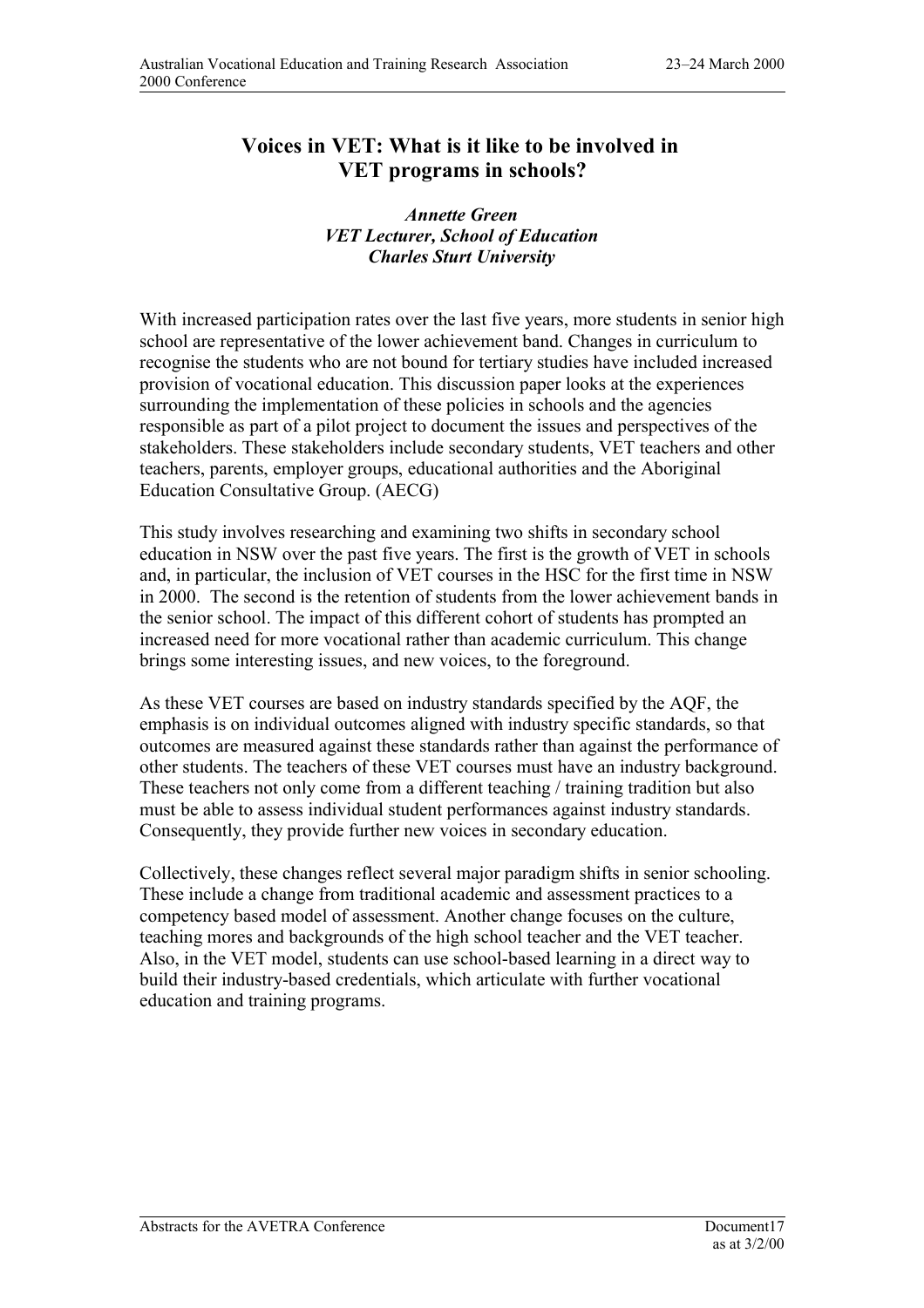# Voices in VET: What is it like to be involved in VET programs in schools?

***Annette Green***
***VET Lecturer, School of Education***
***Charles Sturt University***

With increased participation rates over the last five years, more students in senior high school are representative of the lower achievement band. Changes in curriculum to recognise the students who are not bound for tertiary studies have included increased provision of vocational education. This discussion paper looks at the experiences surrounding the implementation of these policies in schools and the agencies responsible as part of a pilot project to document the issues and perspectives of the stakeholders. These stakeholders include secondary students, VET teachers and other teachers, parents, employer groups, educational authorities and the Aboriginal Education Consultative Group. (AECG)

This study involves researching and examining two shifts in secondary school education in NSW over the past five years. The first is the growth of VET in schools and, in particular, the inclusion of VET courses in the HSC for the first time in NSW in 2000. The second is the retention of students from the lower achievement bands in the senior school. The impact of this different cohort of students has prompted an increased need for more vocational rather than academic curriculum. This change brings some interesting issues, and new voices, to the foreground.

As these VET courses are based on industry standards specified by the AQF, the emphasis is on individual outcomes aligned with industry specific standards, so that outcomes are measured against these standards rather than against the performance of other students. The teachers of these VET courses must have an industry background. These teachers not only come from a different teaching / training tradition but also must be able to assess individual student performances against industry standards. Consequently, they provide further new voices in secondary education.

Collectively, these changes reflect several major paradigm shifts in senior schooling. These include a change from traditional academic and assessment practices to a competency based model of assessment. Another change focuses on the culture, teaching mores and backgrounds of the high school teacher and the VET teacher. Also, in the VET model, students can use school-based learning in a direct way to build their industry-based credentials, which articulate with further vocational education and training programs.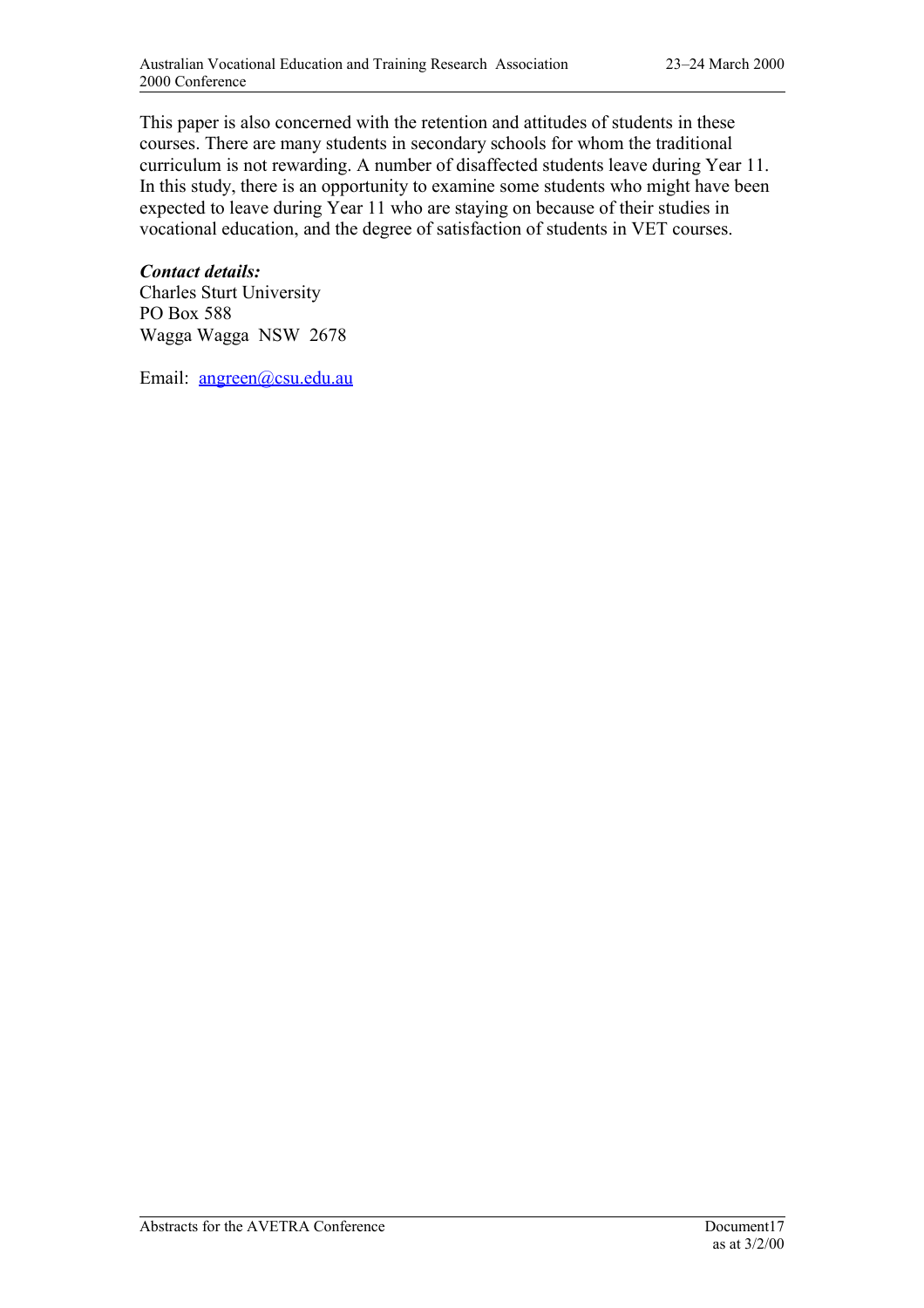This paper is also concerned with the retention and attitudes of students in these courses. There are many students in secondary schools for whom the traditional curriculum is not rewarding. A number of disaffected students leave during Year 11. In this study, there is an opportunity to examine some students who might have been expected to leave during Year 11 who are staying on because of their studies in vocational education, and the degree of satisfaction of students in VET courses.

***Contact details:***
Charles Sturt University
PO Box 588
Wagga Wagga NSW 2678

Email: angreen@csu.edu.au